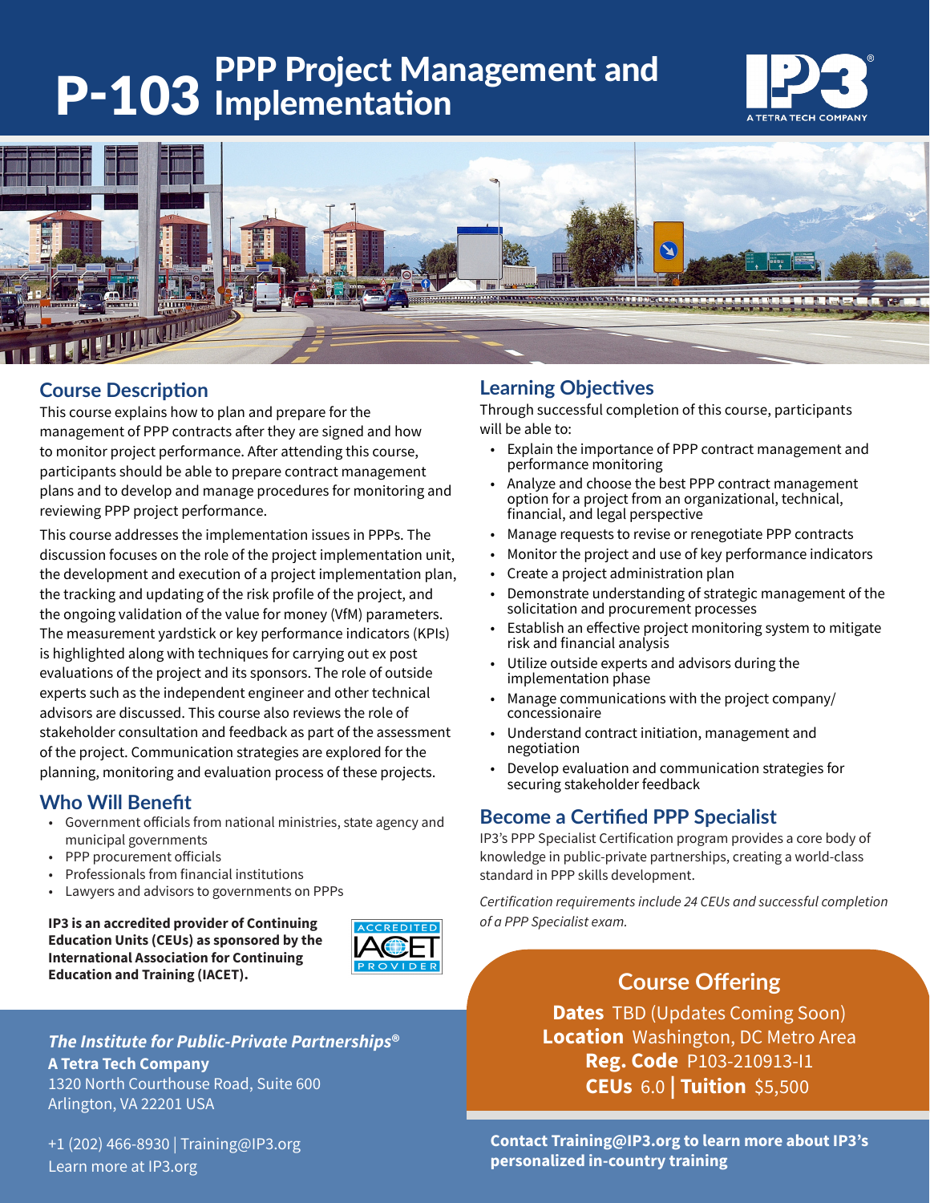# P-103 PPP Project Management and Implementation

IP3 A TETRA TECH COMPANY

## Course Description

This course explains how to plan and prepare for the management of PPP contracts after they are signed and how to monitor project performance. After attending this course, participants should be able to prepare contract management plans and to develop and manage procedures for monitoring and reviewing PPP project performance.

This course addresses the implementation issues in PPPs. The discussion focuses on the role of the project implementation unit, the development and execution of a project implementation plan, the tracking and updating of the risk profile of the project, and the ongoing validation of the value for money (VfM) parameters. The measurement yardstick or key performance indicators (KPIs) is highlighted along with techniques for carrying out ex post evaluations of the project and its sponsors. The role of outside experts such as the independent engineer and other technical advisors are discussed. This course also reviews the role of stakeholder consultation and feedback as part of the assessment of the project. Communication strategies are explored for the planning, monitoring and evaluation process of these projects.

## Who Will Benefit

- Government officials from national ministries, state agency and municipal governments
- PPP procurement officials
- Professionals from financial institutions
- Lawyers and advisors to governments on PPPs

**IP3 is an accredited provider of Continuing Education Units (CEUs) as sponsored by the International Association for Continuing Education and Training (IACET).**

ACCREDITED IACET PROVIDER

## Learning Objectives

Through successful completion of this course, participants will be able to:

- Explain the importance of PPP contract management and performance monitoring
- Analyze and choose the best PPP contract management option for a project from an organizational, technical, financial, and legal perspective
- Manage requests to revise or renegotiate PPP contracts
- Monitor the project and use of key performance indicators
- Create a project administration plan
- Demonstrate understanding of strategic management of the solicitation and procurement processes
- Establish an effective project monitoring system to mitigate risk and financial analysis
- Utilize outside experts and advisors during the implementation phase
- Manage communications with the project company/ concessionaire
- Understand contract initiation, management and negotiation
- Develop evaluation and communication strategies for securing stakeholder feedback

## Become a Certified PPP Specialist

IP3's PPP Specialist Certification program provides a core body of knowledge in public-private partnerships, creating a world-class standard in PPP skills development.

*Certification requirements include 24 CEUs and successful completion of a PPP Specialist exam.*

## Course Offering

**Dates** TBD (Updates Coming Soon)
**Location** Washington, DC Metro Area
**Reg. Code** P103-210913-I1
**CEUs** 6.0 | **Tuition** $5,500

***The Institute for Public-Private Partnerships®***
**A Tetra Tech Company**
1320 North Courthouse Road, Suite 600
Arlington, VA 22201 USA

+1 (202) 466-8930 | Training@IP3.org
Learn more at IP3.org

**Contact Training@IP3.org to learn more about IP3's personalized in-country training**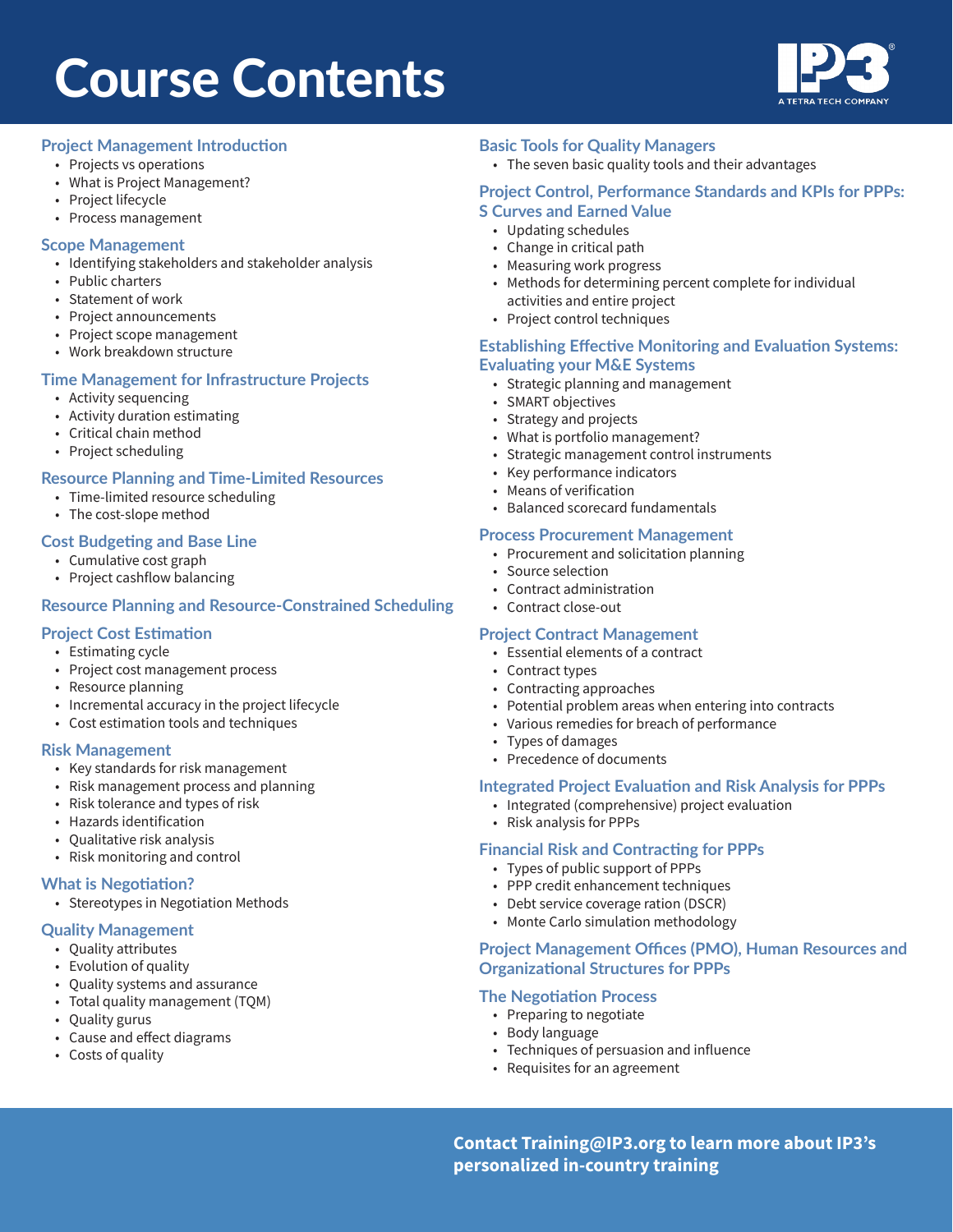# Course Contents

## Project Management Introduction

- Projects vs operations
- What is Project Management?
- Project lifecycle
- Process management

## Scope Management

- Identifying stakeholders and stakeholder analysis
- Public charters
- Statement of work
- Project announcements
- Project scope management
- Work breakdown structure

## Time Management for Infrastructure Projects

- Activity sequencing
- Activity duration estimating
- Critical chain method
- Project scheduling

## Resource Planning and Time-Limited Resources

- Time-limited resource scheduling
- The cost-slope method

## Cost Budgeting and Base Line

- Cumulative cost graph
- Project cashflow balancing

## Resource Planning and Resource-Constrained Scheduling

## Project Cost Estimation

- Estimating cycle
- Project cost management process
- Resource planning
- Incremental accuracy in the project lifecycle
- Cost estimation tools and techniques

## Risk Management

- Key standards for risk management
- Risk management process and planning
- Risk tolerance and types of risk
- Hazards identification
- Qualitative risk analysis
- Risk monitoring and control

## What is Negotiation?

- Stereotypes in Negotiation Methods

## Quality Management

- Quality attributes
- Evolution of quality
- Quality systems and assurance
- Total quality management (TQM)
- Quality gurus
- Cause and effect diagrams
- Costs of quality

## Basic Tools for Quality Managers

- The seven basic quality tools and their advantages

## Project Control, Performance Standards and KPIs for PPPs: S Curves and Earned Value

- Updating schedules
- Change in critical path
- Measuring work progress
- Methods for determining percent complete for individual activities and entire project
- Project control techniques

## Establishing Effective Monitoring and Evaluation Systems: Evaluating your M&E Systems

- Strategic planning and management
- SMART objectives
- Strategy and projects
- What is portfolio management?
- Strategic management control instruments
- Key performance indicators
- Means of verification
- Balanced scorecard fundamentals

## Process Procurement Management

- Procurement and solicitation planning
- Source selection
- Contract administration
- Contract close-out

## Project Contract Management

- Essential elements of a contract
- Contract types
- Contracting approaches
- Potential problem areas when entering into contracts
- Various remedies for breach of performance
- Types of damages
- Precedence of documents

## Integrated Project Evaluation and Risk Analysis for PPPs

- Integrated (comprehensive) project evaluation
- Risk analysis for PPPs

## Financial Risk and Contracting for PPPs

- Types of public support of PPPs
- PPP credit enhancement techniques
- Debt service coverage ratio (DSCR)
- Monte Carlo simulation methodology

## Project Management Offices (PMO), Human Resources and Organizational Structures for PPPs

## The Negotiation Process

- Preparing to negotiate
- Body language
- Techniques of persuasion and influence
- Requisites for an agreement

**Contact Training@IP3.org to learn more about IP3's personalized in-country training**